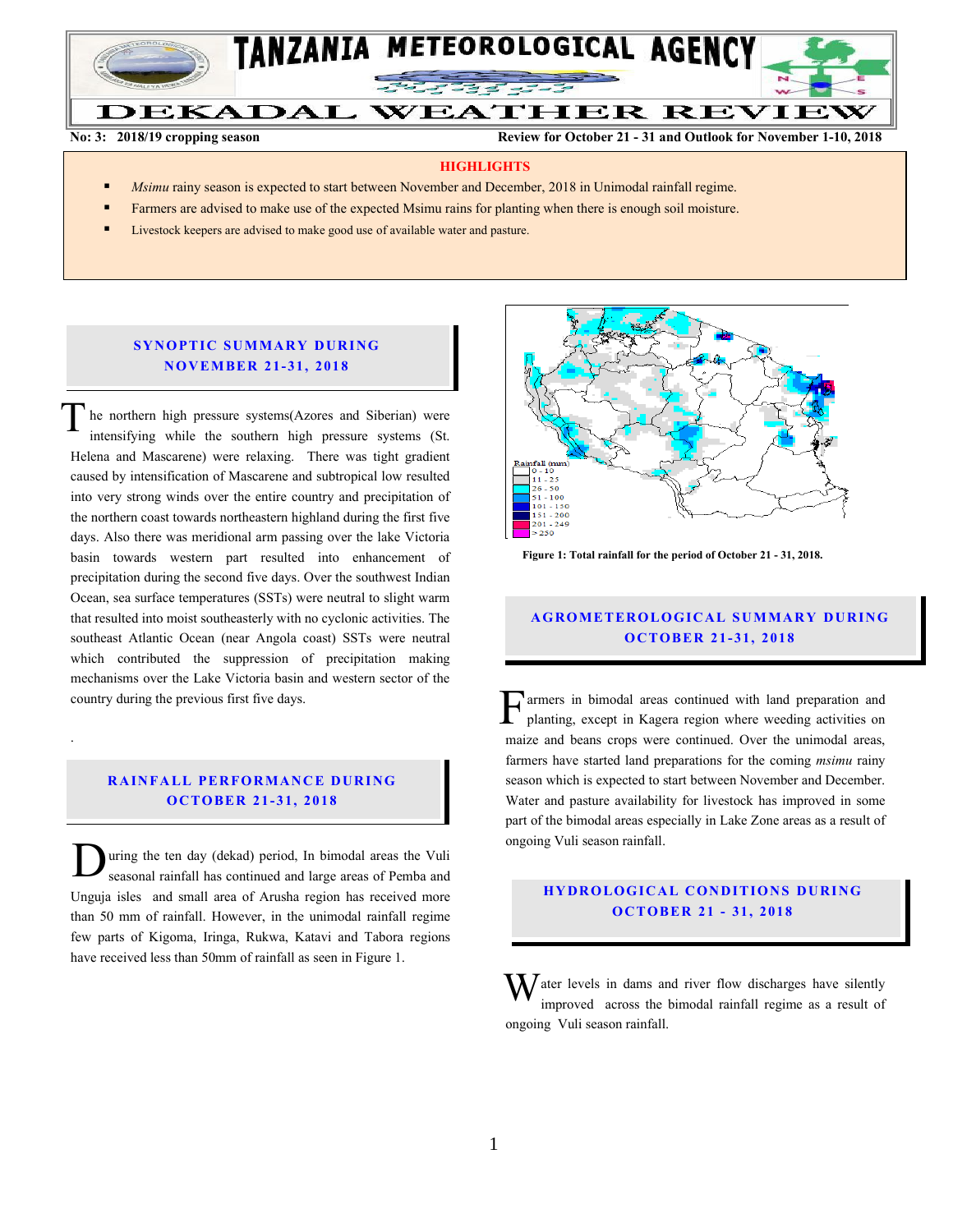# TANZANIA METEOROLOGICAL AGENCY

# DEKADAL WEATHER REVIEW

**No: 3: 2018/19 cropping season** **Review for October 21 - 31 and Outlook for November 1-10, 2018**

**HIGHLIGHTS**

- *Msimu* rainy season is expected to start between November and December, 2018 in Unimodal rainfall regime.
- Farmers are advised to make use of the expected Msimu rains for planting when there is enough soil moisture.
- Livestock keepers are advised to make good use of available water and pasture.

## SYNOPTIC SUMMARY DURING NOVEMBER 21-31, 2018

The northern high pressure systems(Azores and Siberian) were intensifying while the southern high pressure systems (St. Helena and Mascarene) were relaxing. There was tight gradient caused by intensification of Mascarene and subtropical low resulted into very strong winds over the entire country and precipitation of the northern coast towards northeastern highland during the first five days. Also there was meridional arm passing over the lake Victoria basin towards western part resulted into enhancement of precipitation during the second five days. Over the southwest Indian Ocean, sea surface temperatures (SSTs) were neutral to slight warm that resulted into moist southeasterly with no cyclonic activities. The southeast Atlantic Ocean (near Angola coast) SSTs were neutral which contributed the suppression of precipitation making mechanisms over the Lake Victoria basin and western sector of the country during the previous first five days.

.

## RAINFALL PERFORMANCE DURING OCTOBER 21-31, 2018

During the ten day (dekad) period, In bimodal areas the Vuli seasonal rainfall has continued and large areas of Pemba and Unguja isles and small area of Arusha region has received more than 50 mm of rainfall. However, in the unimodal rainfall regime few parts of Kigoma, Iringa, Rukwa, Katavi and Tabora regions have received less than 50mm of rainfall as seen in Figure 1.

Rainfall (mm): 0 - 10; 11 - 25; 26 - 50; 51 - 100; 101 - 150; 151 - 200; 201 - 249; > 250

**Figure 1: Total rainfall for the period of October 21 - 31, 2018.**

## AGROMETEOROLOGICAL SUMMARY DURING OCTOBER 21-31, 2018

Farmers in bimodal areas continued with land preparation and planting, except in Kagera region where weeding activities on maize and beans crops were continued. Over the unimodal areas, farmers have started land preparations for the coming *msimu* rainy season which is expected to start between November and December. Water and pasture availability for livestock has improved in some part of the bimodal areas especially in Lake Zone areas as a result of ongoing Vuli season rainfall.

## HYDROLOGICAL CONDITIONS DURING OCTOBER 21 - 31, 2018

Water levels in dams and river flow discharges have silently improved across the bimodal rainfall regime as a result of ongoing Vuli season rainfall.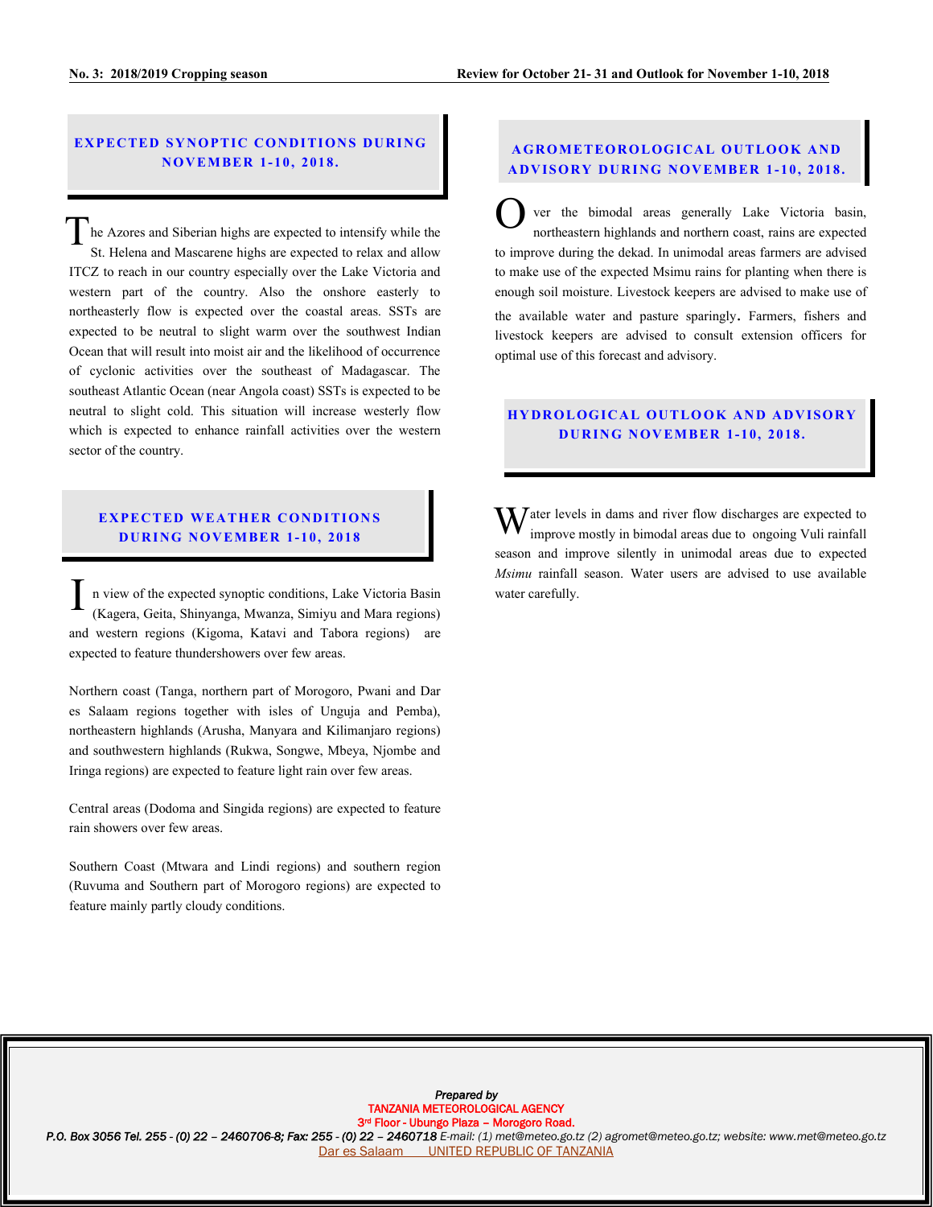## EXPECTED SYNOPTIC CONDITIONS DURING NOVEMBER 1-10, 2018.

The Azores and Siberian highs are expected to intensify while the St. Helena and Mascarene highs are expected to relax and allow ITCZ to reach in our country especially over the Lake Victoria and western part of the country. Also the onshore easterly to northeasterly flow is expected over the coastal areas. SSTs are expected to be neutral to slight warm over the southwest Indian Ocean that will result into moist air and the likelihood of occurrence of cyclonic activities over the southeast of Madagascar. The southeast Atlantic Ocean (near Angola coast) SSTs is expected to be neutral to slight cold. This situation will increase westerly flow which is expected to enhance rainfall activities over the western sector of the country.

## EXPECTED WEATHER CONDITIONS DURING NOVEMBER 1-10, 2018

In view of the expected synoptic conditions, Lake Victoria Basin (Kagera, Geita, Shinyanga, Mwanza, Simiyu and Mara regions) and western regions (Kigoma, Katavi and Tabora regions) are expected to feature thundershowers over few areas.

Northern coast (Tanga, northern part of Morogoro, Pwani and Dar es Salaam regions together with isles of Unguja and Pemba), northeastern highlands (Arusha, Manyara and Kilimanjaro regions) and southwestern highlands (Rukwa, Songwe, Mbeya, Njombe and Iringa regions) are expected to feature light rain over few areas.

Central areas (Dodoma and Singida regions) are expected to feature rain showers over few areas.

Southern Coast (Mtwara and Lindi regions) and southern region (Ruvuma and Southern part of Morogoro regions) are expected to feature mainly partly cloudy conditions.

## AGROMETEOROLOGICAL OUTLOOK AND ADVISORY DURING NOVEMBER 1-10, 2018.

Over the bimodal areas generally Lake Victoria basin, northeastern highlands and northern coast, rains are expected to improve during the dekad. In unimodal areas farmers are advised to make use of the expected Msimu rains for planting when there is enough soil moisture. Livestock keepers are advised to make use of the available water and pasture sparingly**.** Farmers, fishers and livestock keepers are advised to consult extension officers for optimal use of this forecast and advisory.

## HYDROLOGICAL OUTLOOK AND ADVISORY DURING NOVEMBER 1-10, 2018.

Water levels in dams and river flow discharges are expected to improve mostly in bimodal areas due to ongoing Vuli rainfall season and improve silently in unimodal areas due to expected *Msimu* rainfall season. Water users are advised to use available water carefully.

*Prepared by*

**TANZANIA METEOROLOGICAL AGENCY**

**3rd Floor - Ubungo Plaza – Morogoro Road.**

*P.O. Box 3056 Tel. 255 - (0) 22 – 2460706-8; Fax: 255 - (0) 22 – 2460718 E-mail: (1) met@meteo.go.tz (2) agromet@meteo.go.tz; website: www.met@meteo.go.tz*

Dar es Salaam UNITED REPUBLIC OF TANZANIA